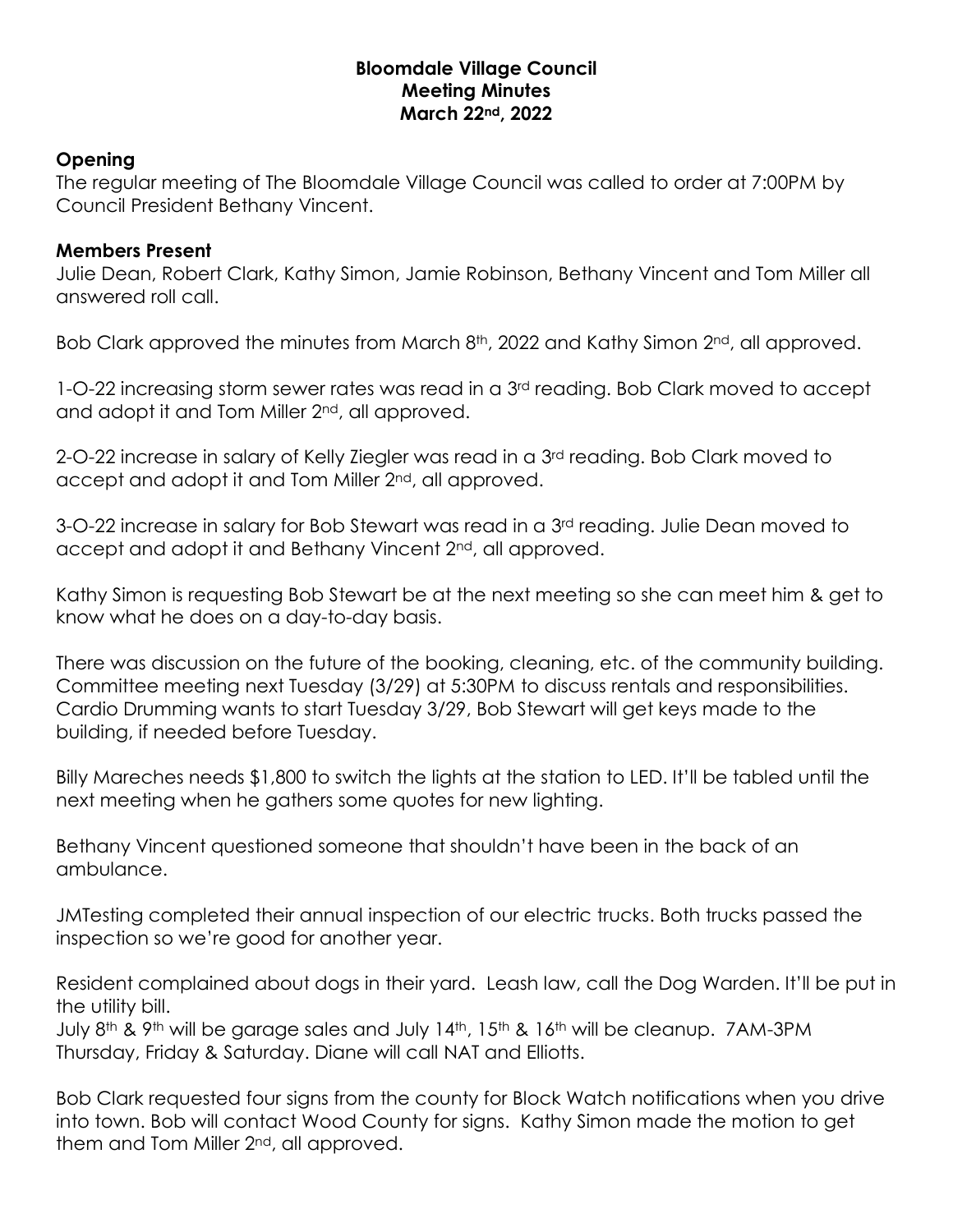**Bloomdale Village Council**
**Meeting Minutes**
**March 22nd, 2022**

**Opening**

The regular meeting of The Bloomdale Village Council was called to order at 7:00PM by Council President Bethany Vincent.

**Members Present**

Julie Dean, Robert Clark, Kathy Simon, Jamie Robinson, Bethany Vincent and Tom Miller all answered roll call.

Bob Clark approved the minutes from March 8th, 2022 and Kathy Simon 2nd, all approved.

1-O-22 increasing storm sewer rates was read in a 3rd reading. Bob Clark moved to accept and adopt it and Tom Miller 2nd, all approved.

2-O-22 increase in salary of Kelly Ziegler was read in a 3rd reading. Bob Clark moved to accept and adopt it and Tom Miller 2nd, all approved.

3-O-22 increase in salary for Bob Stewart was read in a 3rd reading. Julie Dean moved to accept and adopt it and Bethany Vincent 2nd, all approved.

Kathy Simon is requesting Bob Stewart be at the next meeting so she can meet him & get to know what he does on a day-to-day basis.

There was discussion on the future of the booking, cleaning, etc. of the community building. Committee meeting next Tuesday (3/29) at 5:30PM to discuss rentals and responsibilities. Cardio Drumming wants to start Tuesday 3/29, Bob Stewart will get keys made to the building, if needed before Tuesday.

Billy Mareches needs $1,800 to switch the lights at the station to LED. It'll be tabled until the next meeting when he gathers some quotes for new lighting.

Bethany Vincent questioned someone that shouldn't have been in the back of an ambulance.

JMTesting completed their annual inspection of our electric trucks. Both trucks passed the inspection so we're good for another year.

Resident complained about dogs in their yard. Leash law, call the Dog Warden. It'll be put in the utility bill.

July 8th & 9th will be garage sales and July 14th, 15th & 16th will be cleanup. 7AM-3PM Thursday, Friday & Saturday. Diane will call NAT and Elliotts.

Bob Clark requested four signs from the county for Block Watch notifications when you drive into town. Bob will contact Wood County for signs. Kathy Simon made the motion to get them and Tom Miller 2nd, all approved.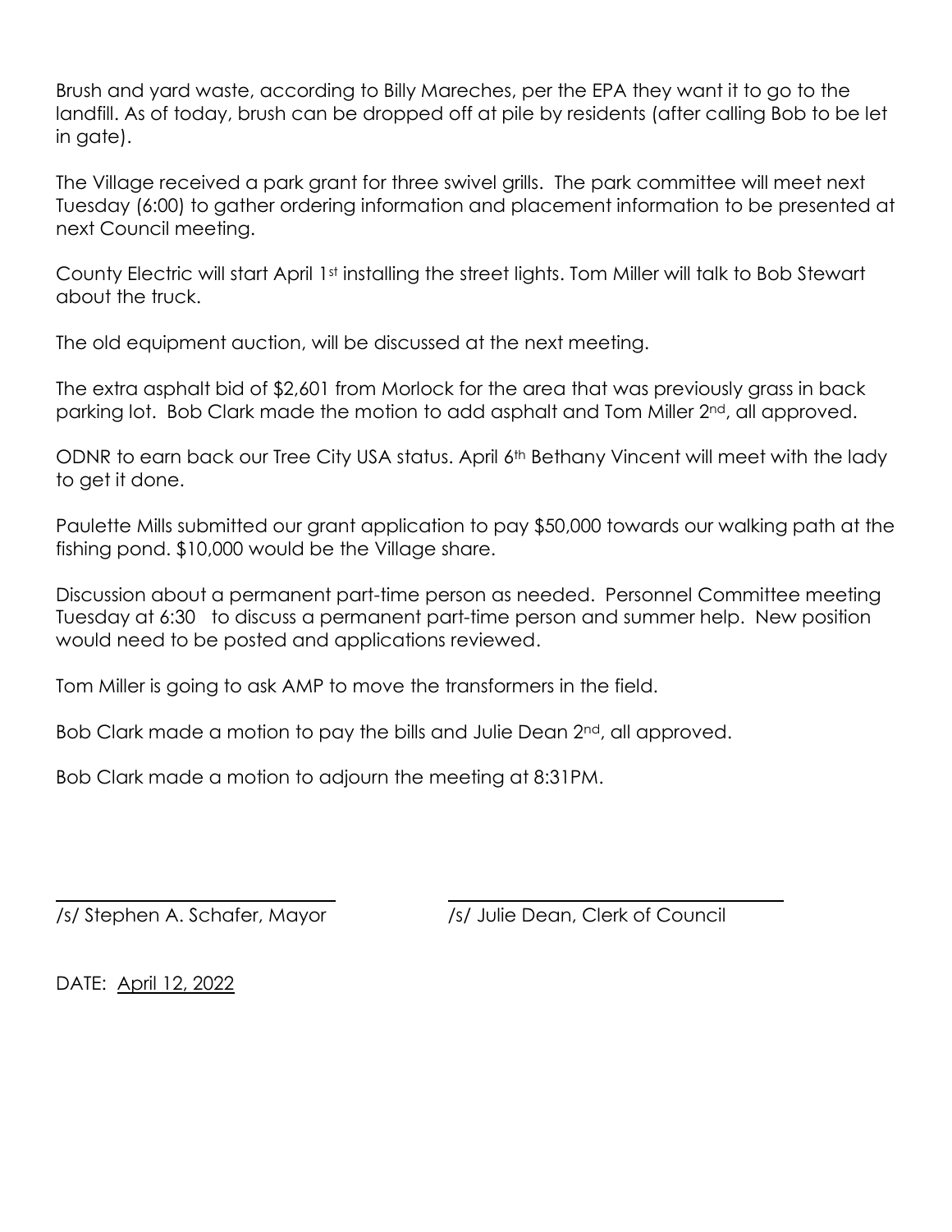Brush and yard waste, according to Billy Mareches, per the EPA they want it to go to the landfill. As of today, brush can be dropped off at pile by residents (after calling Bob to be let in gate).

The Village received a park grant for three swivel grills. The park committee will meet next Tuesday (6:00) to gather ordering information and placement information to be presented at next Council meeting.

County Electric will start April 1st installing the street lights. Tom Miller will talk to Bob Stewart about the truck.

The old equipment auction, will be discussed at the next meeting.

The extra asphalt bid of $2,601 from Morlock for the area that was previously grass in back parking lot. Bob Clark made the motion to add asphalt and Tom Miller 2nd, all approved.

ODNR to earn back our Tree City USA status. April 6th Bethany Vincent will meet with the lady to get it done.

Paulette Mills submitted our grant application to pay $50,000 towards our walking path at the fishing pond. $10,000 would be the Village share.

Discussion about a permanent part-time person as needed. Personnel Committee meeting Tuesday at 6:30 to discuss a permanent part-time person and summer help. New position would need to be posted and applications reviewed.

Tom Miller is going to ask AMP to move the transformers in the field.

Bob Clark made a motion to pay the bills and Julie Dean 2nd, all approved.

Bob Clark made a motion to adjourn the meeting at 8:31PM.

/s/ Stephen A. Schafer, Mayor

/s/ Julie Dean, Clerk of Council

DATE: April 12, 2022